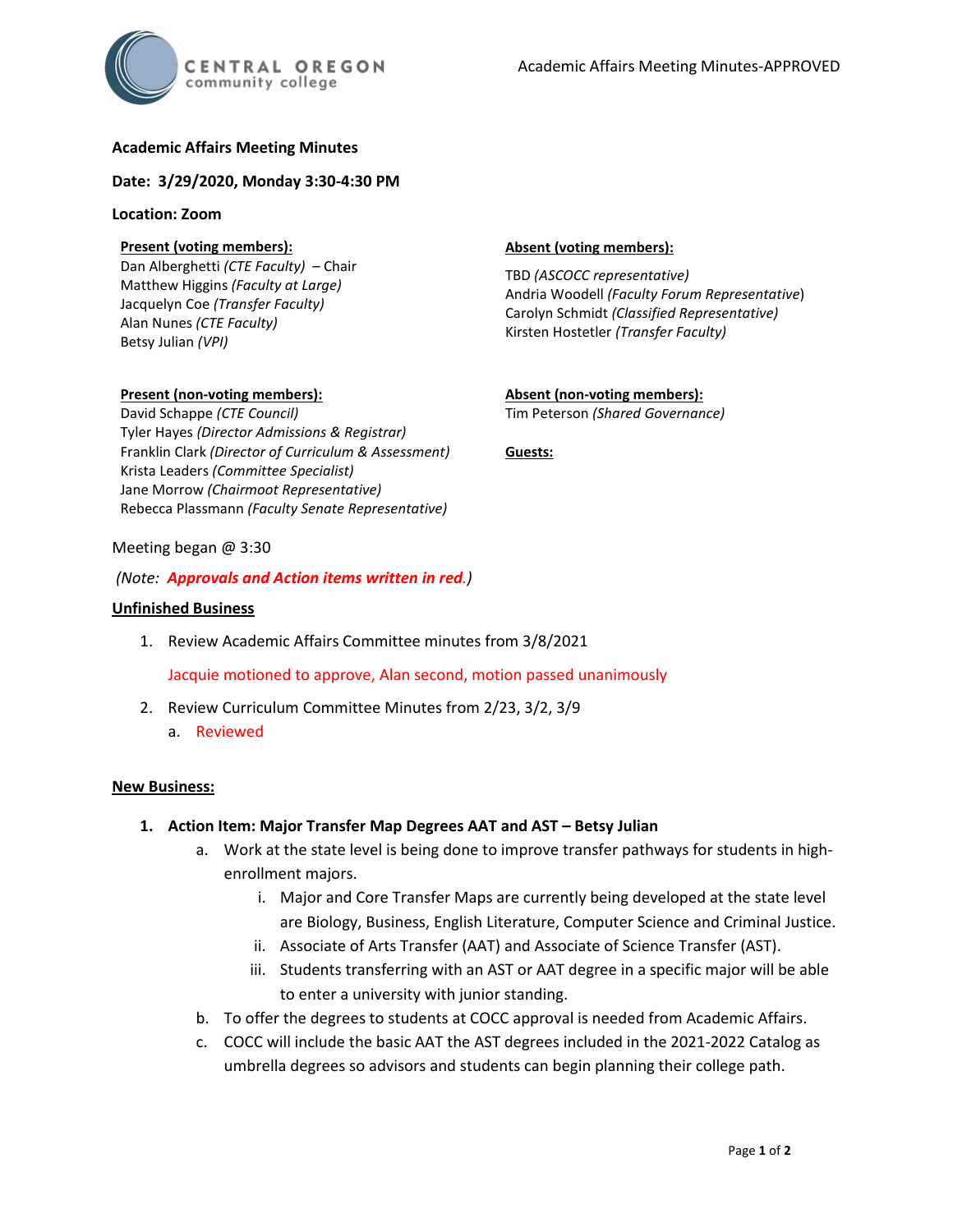**Academic Affairs Meeting Minutes**

**Date: 3/29/2020, Monday 3:30-4:30 PM**

**Location: Zoom**

**Present (voting members):**
Dan Alberghetti *(CTE Faculty)* – Chair
Matthew Higgins *(Faculty at Large)*
Jacquelyn Coe *(Transfer Faculty)*
Alan Nunes *(CTE Faculty)*
Betsy Julian *(VPI)*

**Absent (voting members):**
TBD *(ASCOCC representative)*
Andria Woodell *(Faculty Forum Representative)*
Carolyn Schmidt *(Classified Representative)*
Kirsten Hostetler *(Transfer Faculty)*

**Present (non-voting members):**
David Schappe *(CTE Council)*
Tyler Hayes *(Director Admissions & Registrar)*
Franklin Clark *(Director of Curriculum & Assessment)*
Krista Leaders *(Committee Specialist)*
Jane Morrow *(Chairmoot Representative)*
Rebecca Plassmann *(Faculty Senate Representative)*

**Absent (non-voting members):**
Tim Peterson *(Shared Governance)*

**Guests:**

Meeting began @ 3:30

*(Note: **Approvals and Action items written in red**.)*

**Unfinished Business**

1. Review Academic Affairs Committee minutes from 3/8/2021

   Jacquie motioned to approve, Alan second, motion passed unanimously

2. Review Curriculum Committee Minutes from 2/23, 3/2, 3/9
   a. Reviewed

**New Business:**

1. **Action Item: Major Transfer Map Degrees AAT and AST – Betsy Julian**
   a. Work at the state level is being done to improve transfer pathways for students in high-enrollment majors.
      i. Major and Core Transfer Maps are currently being developed at the state level are Biology, Business, English Literature, Computer Science and Criminal Justice.
      ii. Associate of Arts Transfer (AAT) and Associate of Science Transfer (AST).
      iii. Students transferring with an AST or AAT degree in a specific major will be able to enter a university with junior standing.
   b. To offer the degrees to students at COCC approval is needed from Academic Affairs.
   c. COCC will include the basic AAT the AST degrees included in the 2021-2022 Catalog as umbrella degrees so advisors and students can begin planning their college path.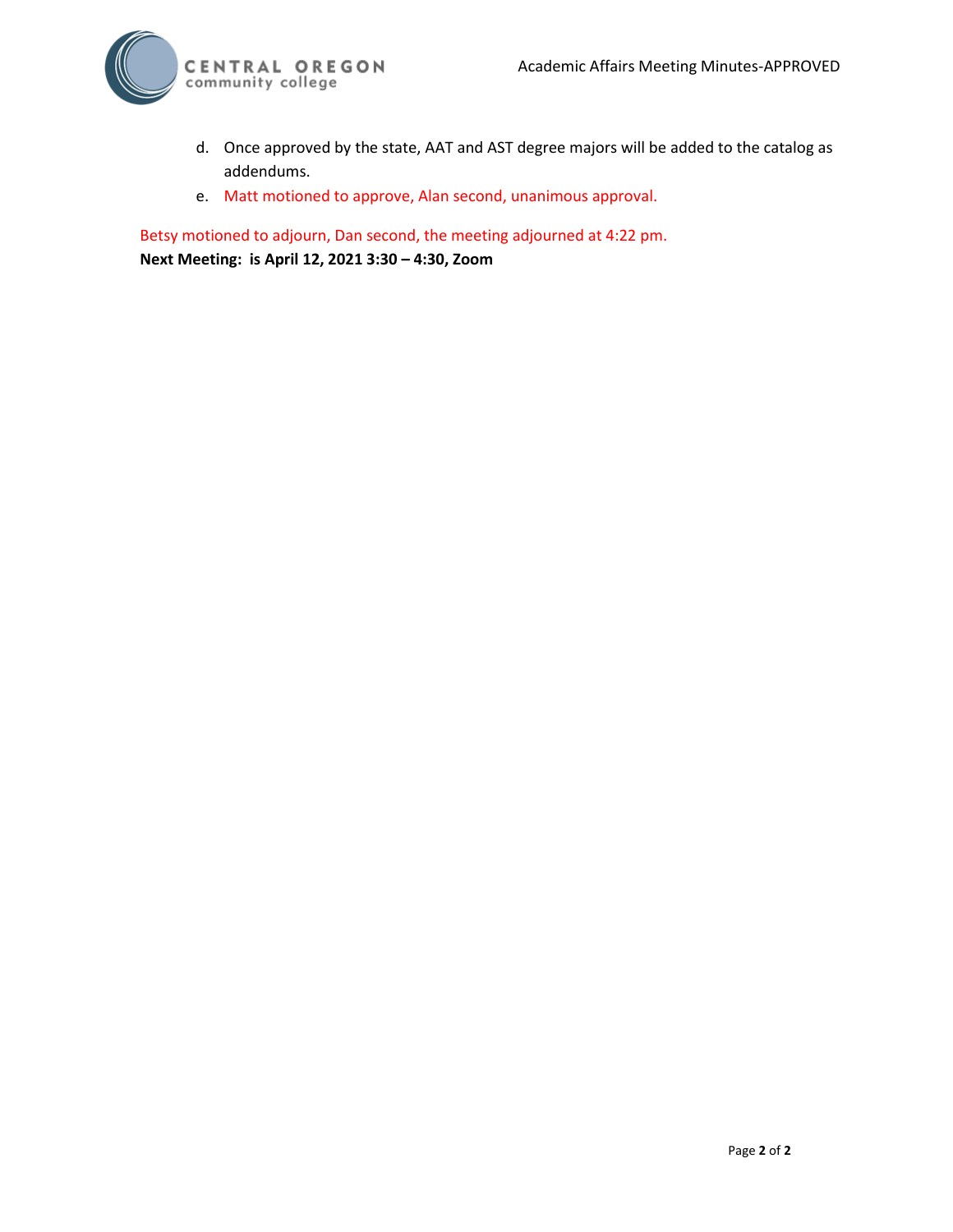d. Once approved by the state, AAT and AST degree majors will be added to the catalog as addendums.
e. Matt motioned to approve, Alan second, unanimous approval.

Betsy motioned to adjourn, Dan second, the meeting adjourned at 4:22 pm.

**Next Meeting: is April 12, 2021 3:30 – 4:30, Zoom**